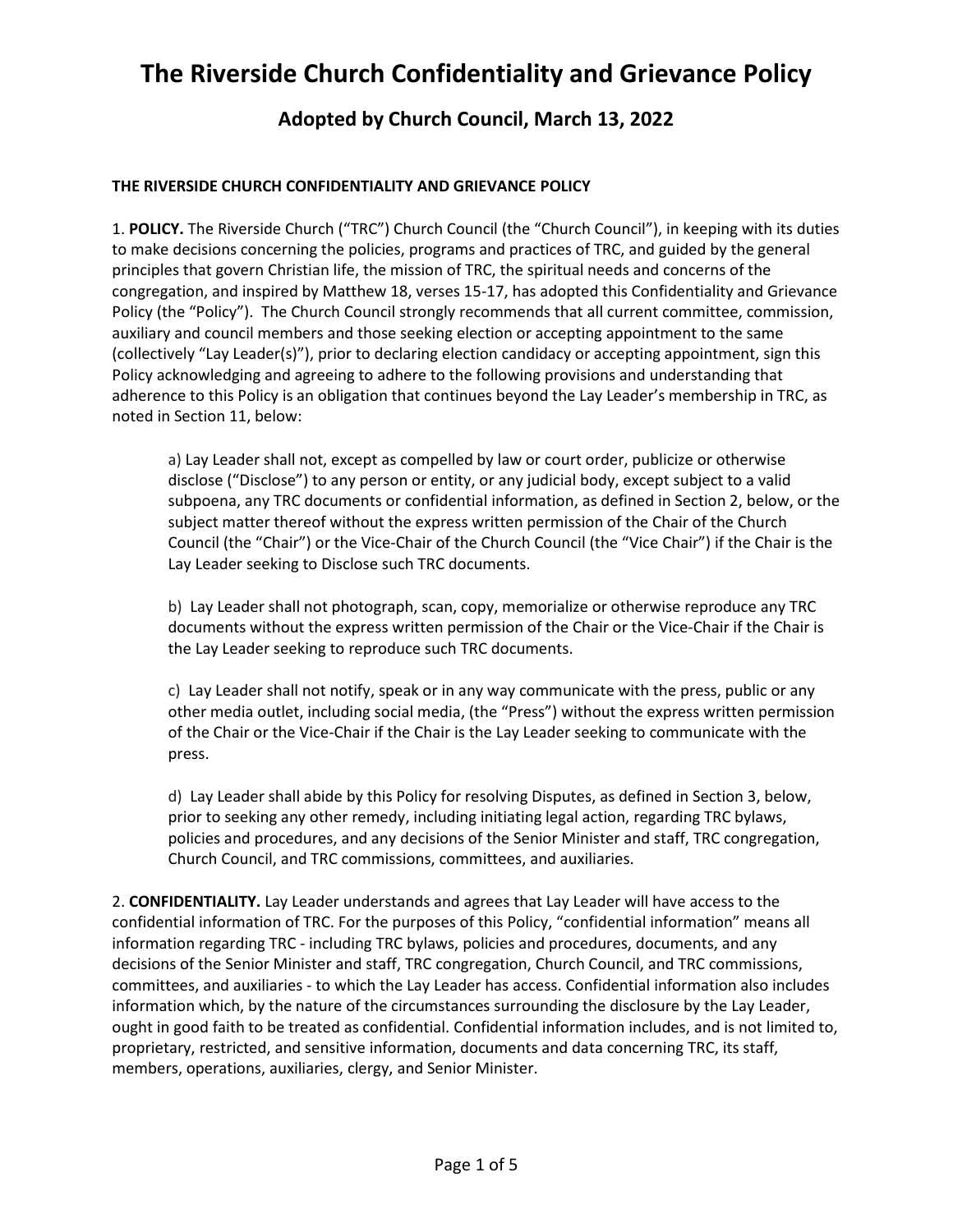# The Riverside Church Confidentiality and Grievance Policy

## Adopted by Church Council, March 13, 2022

**THE RIVERSIDE CHURCH CONFIDENTIALITY AND GRIEVANCE POLICY**

1. **POLICY.** The Riverside Church ("TRC") Church Council (the "Church Council"), in keeping with its duties to make decisions concerning the policies, programs and practices of TRC, and guided by the general principles that govern Christian life, the mission of TRC, the spiritual needs and concerns of the congregation, and inspired by Matthew 18, verses 15-17, has adopted this Confidentiality and Grievance Policy (the "Policy"). The Church Council strongly recommends that all current committee, commission, auxiliary and council members and those seeking election or accepting appointment to the same (collectively "Lay Leader(s)"), prior to declaring election candidacy or accepting appointment, sign this Policy acknowledging and agreeing to adhere to the following provisions and understanding that adherence to this Policy is an obligation that continues beyond the Lay Leader's membership in TRC, as noted in Section 11, below:

> a) Lay Leader shall not, except as compelled by law or court order, publicize or otherwise disclose ("Disclose") to any person or entity, or any judicial body, except subject to a valid subpoena, any TRC documents or confidential information, as defined in Section 2, below, or the subject matter thereof without the express written permission of the Chair of the Church Council (the "Chair") or the Vice-Chair of the Church Council (the "Vice Chair") if the Chair is the Lay Leader seeking to Disclose such TRC documents.
>
> b) Lay Leader shall not photograph, scan, copy, memorialize or otherwise reproduce any TRC documents without the express written permission of the Chair or the Vice-Chair if the Chair is the Lay Leader seeking to reproduce such TRC documents.
>
> c) Lay Leader shall not notify, speak or in any way communicate with the press, public or any other media outlet, including social media, (the "Press") without the express written permission of the Chair or the Vice-Chair if the Chair is the Lay Leader seeking to communicate with the press.
>
> d) Lay Leader shall abide by this Policy for resolving Disputes, as defined in Section 3, below, prior to seeking any other remedy, including initiating legal action, regarding TRC bylaws, policies and procedures, and any decisions of the Senior Minister and staff, TRC congregation, Church Council, and TRC commissions, committees, and auxiliaries.

2. **CONFIDENTIALITY.** Lay Leader understands and agrees that Lay Leader will have access to the confidential information of TRC. For the purposes of this Policy, "confidential information" means all information regarding TRC - including TRC bylaws, policies and procedures, documents, and any decisions of the Senior Minister and staff, TRC congregation, Church Council, and TRC commissions, committees, and auxiliaries - to which the Lay Leader has access. Confidential information also includes information which, by the nature of the circumstances surrounding the disclosure by the Lay Leader, ought in good faith to be treated as confidential. Confidential information includes, and is not limited to, proprietary, restricted, and sensitive information, documents and data concerning TRC, its staff, members, operations, auxiliaries, clergy, and Senior Minister.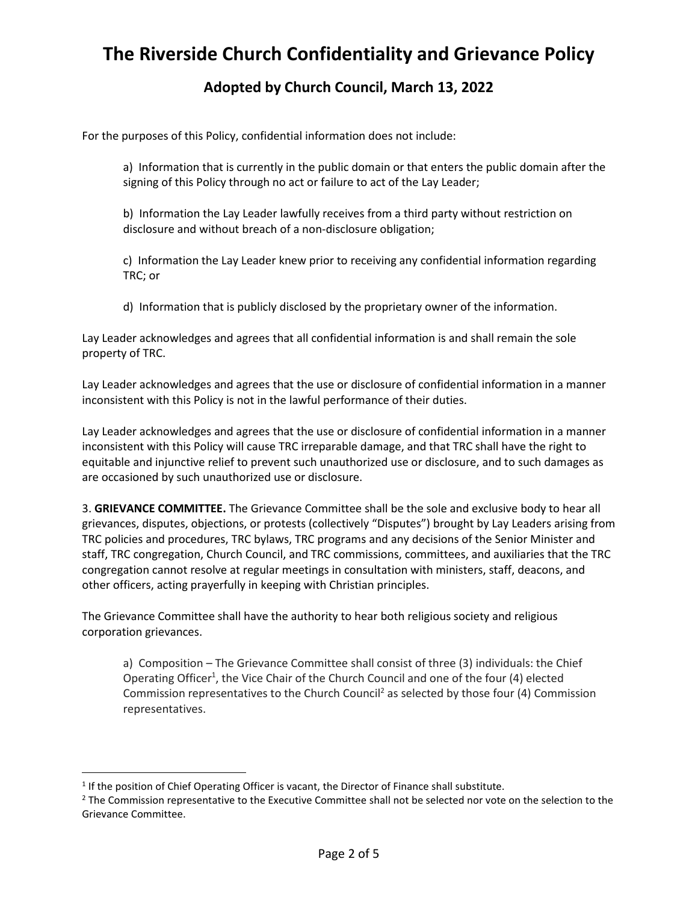# The Riverside Church Confidentiality and Grievance Policy

## Adopted by Church Council, March 13, 2022

For the purposes of this Policy, confidential information does not include:

a) Information that is currently in the public domain or that enters the public domain after the signing of this Policy through no act or failure to act of the Lay Leader;

b) Information the Lay Leader lawfully receives from a third party without restriction on disclosure and without breach of a non-disclosure obligation;

c) Information the Lay Leader knew prior to receiving any confidential information regarding TRC; or

d) Information that is publicly disclosed by the proprietary owner of the information.

Lay Leader acknowledges and agrees that all confidential information is and shall remain the sole property of TRC.

Lay Leader acknowledges and agrees that the use or disclosure of confidential information in a manner inconsistent with this Policy is not in the lawful performance of their duties.

Lay Leader acknowledges and agrees that the use or disclosure of confidential information in a manner inconsistent with this Policy will cause TRC irreparable damage, and that TRC shall have the right to equitable and injunctive relief to prevent such unauthorized use or disclosure, and to such damages as are occasioned by such unauthorized use or disclosure.

3. **GRIEVANCE COMMITTEE.** The Grievance Committee shall be the sole and exclusive body to hear all grievances, disputes, objections, or protests (collectively "Disputes") brought by Lay Leaders arising from TRC policies and procedures, TRC bylaws, TRC programs and any decisions of the Senior Minister and staff, TRC congregation, Church Council, and TRC commissions, committees, and auxiliaries that the TRC congregation cannot resolve at regular meetings in consultation with ministers, staff, deacons, and other officers, acting prayerfully in keeping with Christian principles.

The Grievance Committee shall have the authority to hear both religious society and religious corporation grievances.

a) Composition – The Grievance Committee shall consist of three (3) individuals: the Chief Operating Officer[1], the Vice Chair of the Church Council and one of the four (4) elected Commission representatives to the Church Council[2] as selected by those four (4) Commission representatives.

[1] If the position of Chief Operating Officer is vacant, the Director of Finance shall substitute.

[2] The Commission representative to the Executive Committee shall not be selected nor vote on the selection to the Grievance Committee.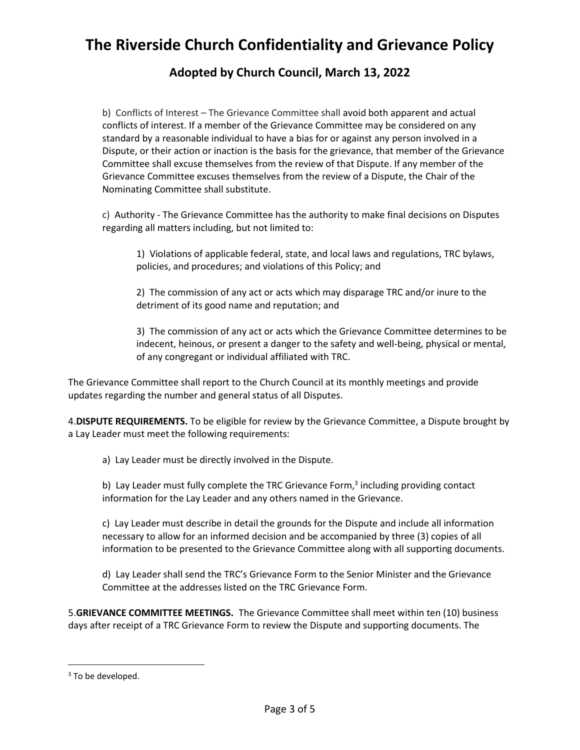b) Conflicts of Interest – The Grievance Committee shall avoid both apparent and actual conflicts of interest. If a member of the Grievance Committee may be considered on any standard by a reasonable individual to have a bias for or against any person involved in a Dispute, or their action or inaction is the basis for the grievance, that member of the Grievance Committee shall excuse themselves from the review of that Dispute. If any member of the Grievance Committee excuses themselves from the review of a Dispute, the Chair of the Nominating Committee shall substitute.

c) Authority - The Grievance Committee has the authority to make final decisions on Disputes regarding all matters including, but not limited to:

1) Violations of applicable federal, state, and local laws and regulations, TRC bylaws, policies, and procedures; and violations of this Policy; and

2) The commission of any act or acts which may disparage TRC and/or inure to the detriment of its good name and reputation; and

3) The commission of any act or acts which the Grievance Committee determines to be indecent, heinous, or present a danger to the safety and well-being, physical or mental, of any congregant or individual affiliated with TRC.

The Grievance Committee shall report to the Church Council at its monthly meetings and provide updates regarding the number and general status of all Disputes.

4.**DISPUTE REQUIREMENTS.** To be eligible for review by the Grievance Committee, a Dispute brought by a Lay Leader must meet the following requirements:

a) Lay Leader must be directly involved in the Dispute.

b) Lay Leader must fully complete the TRC Grievance Form,[3] including providing contact information for the Lay Leader and any others named in the Grievance.

c) Lay Leader must describe in detail the grounds for the Dispute and include all information necessary to allow for an informed decision and be accompanied by three (3) copies of all information to be presented to the Grievance Committee along with all supporting documents.

d) Lay Leader shall send the TRC's Grievance Form to the Senior Minister and the Grievance Committee at the addresses listed on the TRC Grievance Form.

5.**GRIEVANCE COMMITTEE MEETINGS.** The Grievance Committee shall meet within ten (10) business days after receipt of a TRC Grievance Form to review the Dispute and supporting documents. The

[3] To be developed.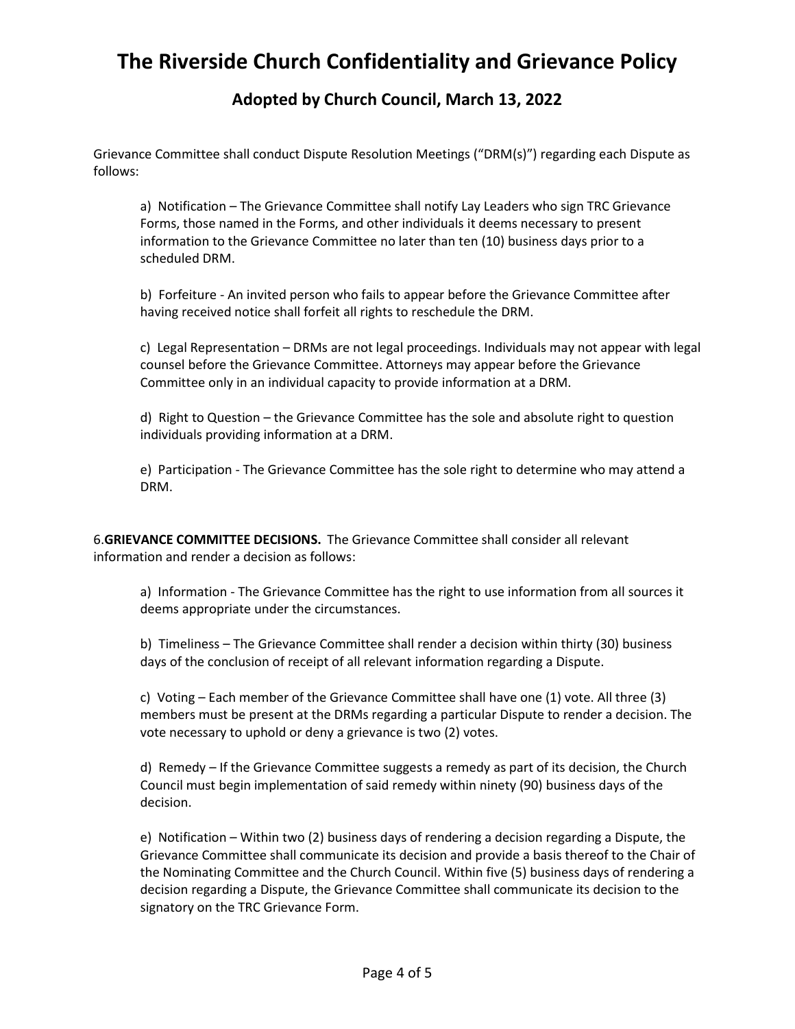Grievance Committee shall conduct Dispute Resolution Meetings ("DRM(s)") regarding each Dispute as follows:

a) Notification – The Grievance Committee shall notify Lay Leaders who sign TRC Grievance Forms, those named in the Forms, and other individuals it deems necessary to present information to the Grievance Committee no later than ten (10) business days prior to a scheduled DRM.

b) Forfeiture - An invited person who fails to appear before the Grievance Committee after having received notice shall forfeit all rights to reschedule the DRM.

c) Legal Representation – DRMs are not legal proceedings. Individuals may not appear with legal counsel before the Grievance Committee. Attorneys may appear before the Grievance Committee only in an individual capacity to provide information at a DRM.

d) Right to Question – the Grievance Committee has the sole and absolute right to question individuals providing information at a DRM.

e) Participation - The Grievance Committee has the sole right to determine who may attend a DRM.

6.**GRIEVANCE COMMITTEE DECISIONS.** The Grievance Committee shall consider all relevant information and render a decision as follows:

a) Information - The Grievance Committee has the right to use information from all sources it deems appropriate under the circumstances.

b) Timeliness – The Grievance Committee shall render a decision within thirty (30) business days of the conclusion of receipt of all relevant information regarding a Dispute.

c) Voting – Each member of the Grievance Committee shall have one (1) vote. All three (3) members must be present at the DRMs regarding a particular Dispute to render a decision. The vote necessary to uphold or deny a grievance is two (2) votes.

d) Remedy – If the Grievance Committee suggests a remedy as part of its decision, the Church Council must begin implementation of said remedy within ninety (90) business days of the decision.

e) Notification – Within two (2) business days of rendering a decision regarding a Dispute, the Grievance Committee shall communicate its decision and provide a basis thereof to the Chair of the Nominating Committee and the Church Council. Within five (5) business days of rendering a decision regarding a Dispute, the Grievance Committee shall communicate its decision to the signatory on the TRC Grievance Form.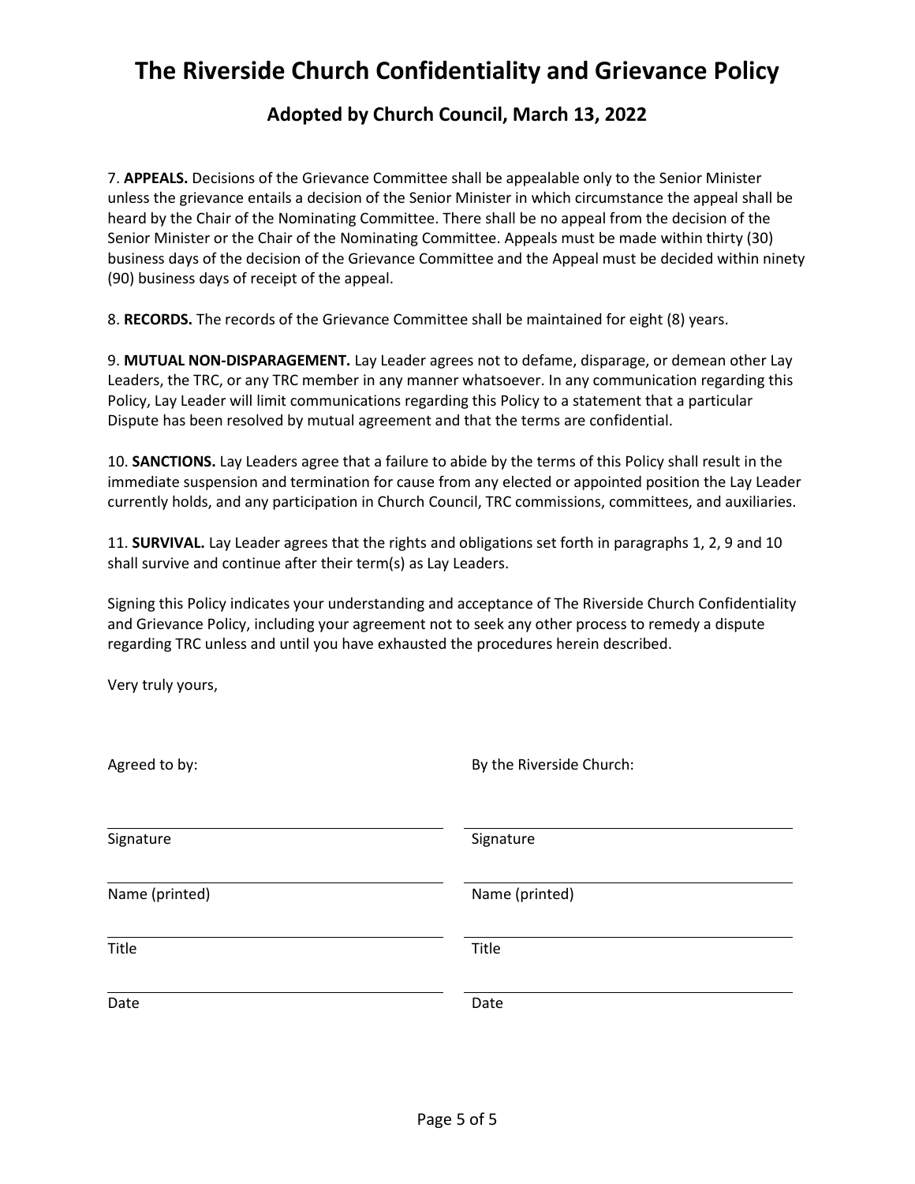# The Riverside Church Confidentiality and Grievance Policy

## Adopted by Church Council, March 13, 2022

7. **APPEALS.** Decisions of the Grievance Committee shall be appealable only to the Senior Minister unless the grievance entails a decision of the Senior Minister in which circumstance the appeal shall be heard by the Chair of the Nominating Committee. There shall be no appeal from the decision of the Senior Minister or the Chair of the Nominating Committee. Appeals must be made within thirty (30) business days of the decision of the Grievance Committee and the Appeal must be decided within ninety (90) business days of receipt of the appeal.

8. **RECORDS.** The records of the Grievance Committee shall be maintained for eight (8) years.

9. **MUTUAL NON-DISPARAGEMENT.** Lay Leader agrees not to defame, disparage, or demean other Lay Leaders, the TRC, or any TRC member in any manner whatsoever. In any communication regarding this Policy, Lay Leader will limit communications regarding this Policy to a statement that a particular Dispute has been resolved by mutual agreement and that the terms are confidential.

10. **SANCTIONS.** Lay Leaders agree that a failure to abide by the terms of this Policy shall result in the immediate suspension and termination for cause from any elected or appointed position the Lay Leader currently holds, and any participation in Church Council, TRC commissions, committees, and auxiliaries.

11. **SURVIVAL.** Lay Leader agrees that the rights and obligations set forth in paragraphs 1, 2, 9 and 10 shall survive and continue after their term(s) as Lay Leaders.

Signing this Policy indicates your understanding and acceptance of The Riverside Church Confidentiality and Grievance Policy, including your agreement not to seek any other process to remedy a dispute regarding TRC unless and until you have exhausted the procedures herein described.

Very truly yours,

| Agreed to by: | By the Riverside Church: |
|---|---|
| Signature | Signature |
| Name (printed) | Name (printed) |
| Title | Title |
| Date | Date |